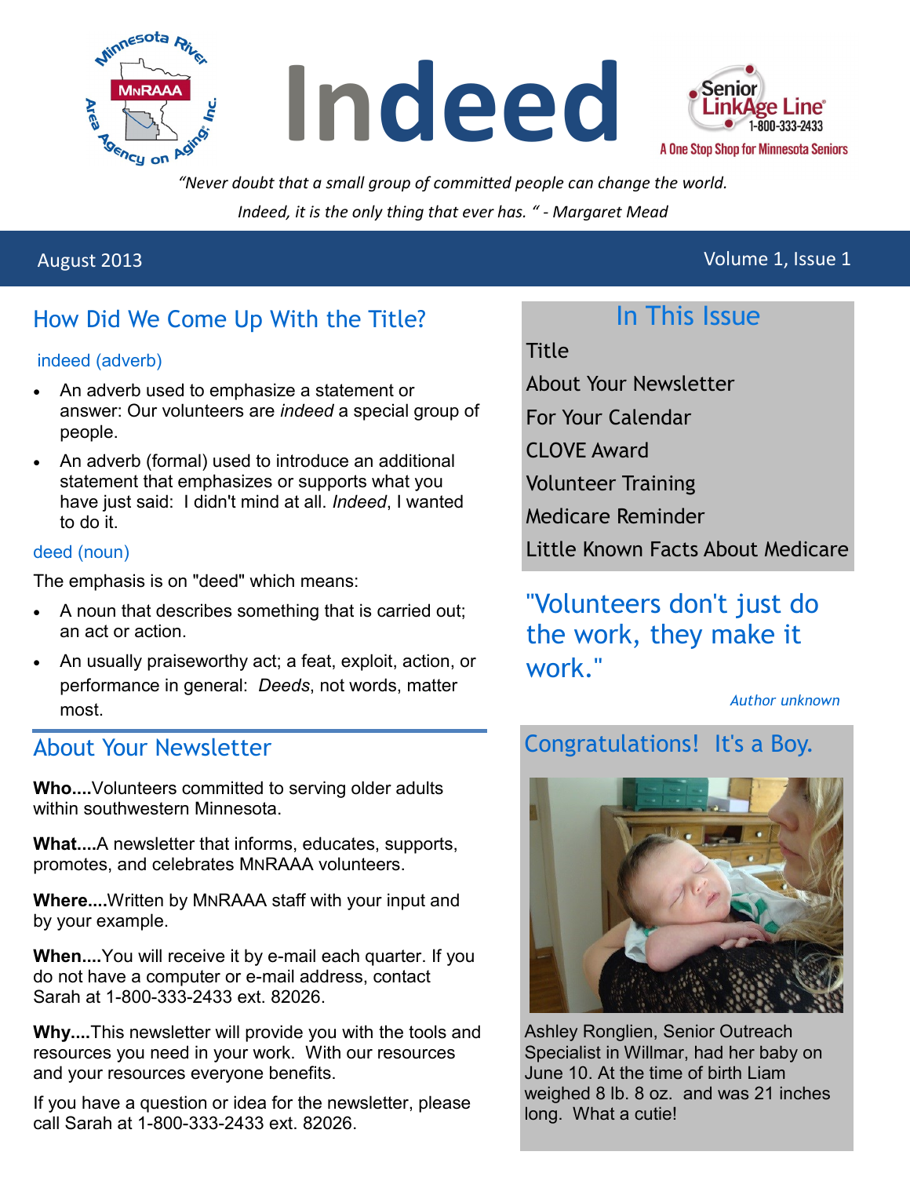# Indeed

Senior LinkAge Line® 1-800-333-2433

A One Stop Shop for Minnesota Seniors

*"Never doubt that a small group of committed people can change the world. Indeed, it is the only thing that ever has. " - Margaret Mead*

August 2013 Volume 1, Issue 1

## How Did We Come Up With the Title?

indeed (adverb)

- An adverb used to emphasize a statement or answer: Our volunteers are *indeed* a special group of people.
- An adverb (formal) used to introduce an additional statement that emphasizes or supports what you have just said: I didn't mind at all. *Indeed*, I wanted to do it.

deed (noun)

The emphasis is on "deed" which means:

- A noun that describes something that is carried out; an act or action.
- An usually praiseworthy act; a feat, exploit, action, or performance in general: *Deeds*, not words, matter most.

## About Your Newsletter

**Who....**Volunteers committed to serving older adults within southwestern Minnesota.

**What....**A newsletter that informs, educates, supports, promotes, and celebrates MNRAAA volunteers.

**Where....**Written by MNRAAA staff with your input and by your example.

**When....**You will receive it by e-mail each quarter. If you do not have a computer or e-mail address, contact Sarah at 1-800-333-2433 ext. 82026.

**Why....**This newsletter will provide you with the tools and resources you need in your work. With our resources and your resources everyone benefits.

If you have a question or idea for the newsletter, please call Sarah at 1-800-333-2433 ext. 82026.

## In This Issue

Title
About Your Newsletter
For Your Calendar
CLOVE Award
Volunteer Training
Medicare Reminder
Little Known Facts About Medicare

"Volunteers don't just do the work, they make it work."

*Author unknown*

## Congratulations! It's a Boy.

Ashley Ronglien, Senior Outreach Specialist in Willmar, had her baby on June 10. At the time of birth Liam weighed 8 lb. 8 oz. and was 21 inches long. What a cutie!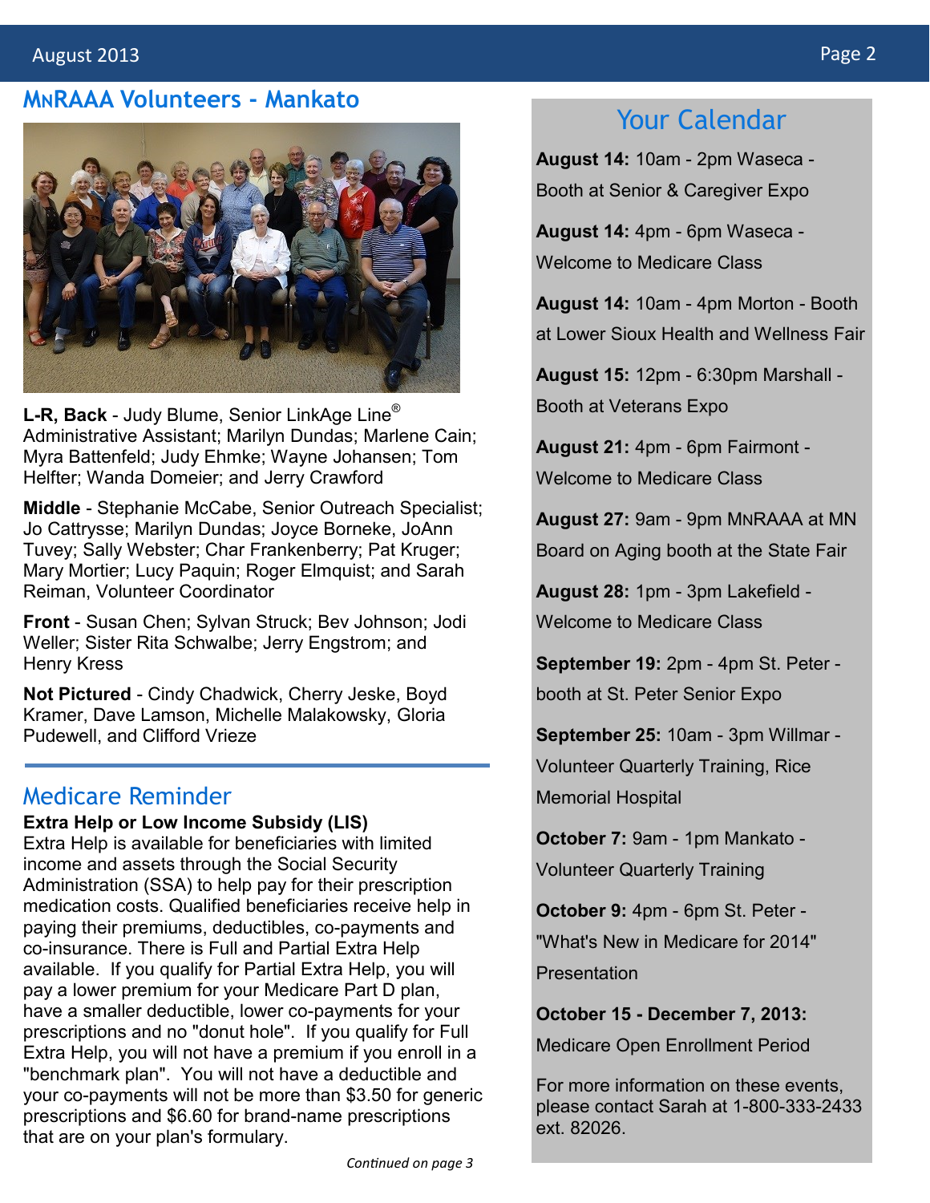## MNRAAA Volunteers - Mankato

**L-R, Back** - Judy Blume, Senior LinkAge Line® Administrative Assistant; Marilyn Dundas; Marlene Cain; Myra Battenfeld; Judy Ehmke; Wayne Johansen; Tom Helfter; Wanda Domeier; and Jerry Crawford

**Middle** - Stephanie McCabe, Senior Outreach Specialist; Jo Cattrysse; Marilyn Dundas; Joyce Borneke, JoAnn Tuvey; Sally Webster; Char Frankenberry; Pat Kruger; Mary Mortier; Lucy Paquin; Roger Elmquist; and Sarah Reiman, Volunteer Coordinator

**Front** - Susan Chen; Sylvan Struck; Bev Johnson; Jodi Weller; Sister Rita Schwalbe; Jerry Engstrom; and Henry Kress

**Not Pictured** - Cindy Chadwick, Cherry Jeske, Boyd Kramer, Dave Lamson, Michelle Malakowsky, Gloria Pudewell, and Clifford Vrieze

## Medicare Reminder

**Extra Help or Low Income Subsidy (LIS)**

Extra Help is available for beneficiaries with limited income and assets through the Social Security Administration (SSA) to help pay for their prescription medication costs. Qualified beneficiaries receive help in paying their premiums, deductibles, co-payments and co-insurance. There is Full and Partial Extra Help available. If you qualify for Partial Extra Help, you will pay a lower premium for your Medicare Part D plan, have a smaller deductible, lower co-payments for your prescriptions and no "donut hole". If you qualify for Full Extra Help, you will not have a premium if you enroll in a "benchmark plan". You will not have a deductible and your co-payments will not be more than $3.50 for generic prescriptions and $6.60 for brand-name prescriptions that are on your plan's formulary.

*Continued on page 3*

## Your Calendar

**August 14:** 10am - 2pm Waseca - Booth at Senior & Caregiver Expo

**August 14:** 4pm - 6pm Waseca - Welcome to Medicare Class

**August 14:** 10am - 4pm Morton - Booth at Lower Sioux Health and Wellness Fair

**August 15:** 12pm - 6:30pm Marshall - Booth at Veterans Expo

**August 21:** 4pm - 6pm Fairmont - Welcome to Medicare Class

**August 27:** 9am - 9pm MNRAAA at MN Board on Aging booth at the State Fair

**August 28:** 1pm - 3pm Lakefield - Welcome to Medicare Class

**September 19:** 2pm - 4pm St. Peter - booth at St. Peter Senior Expo

**September 25:** 10am - 3pm Willmar - Volunteer Quarterly Training, Rice Memorial Hospital

**October 7:** 9am - 1pm Mankato - Volunteer Quarterly Training

**October 9:** 4pm - 6pm St. Peter - "What's New in Medicare for 2014" Presentation

**October 15 - December 7, 2013:** Medicare Open Enrollment Period

For more information on these events, please contact Sarah at 1-800-333-2433 ext. 82026.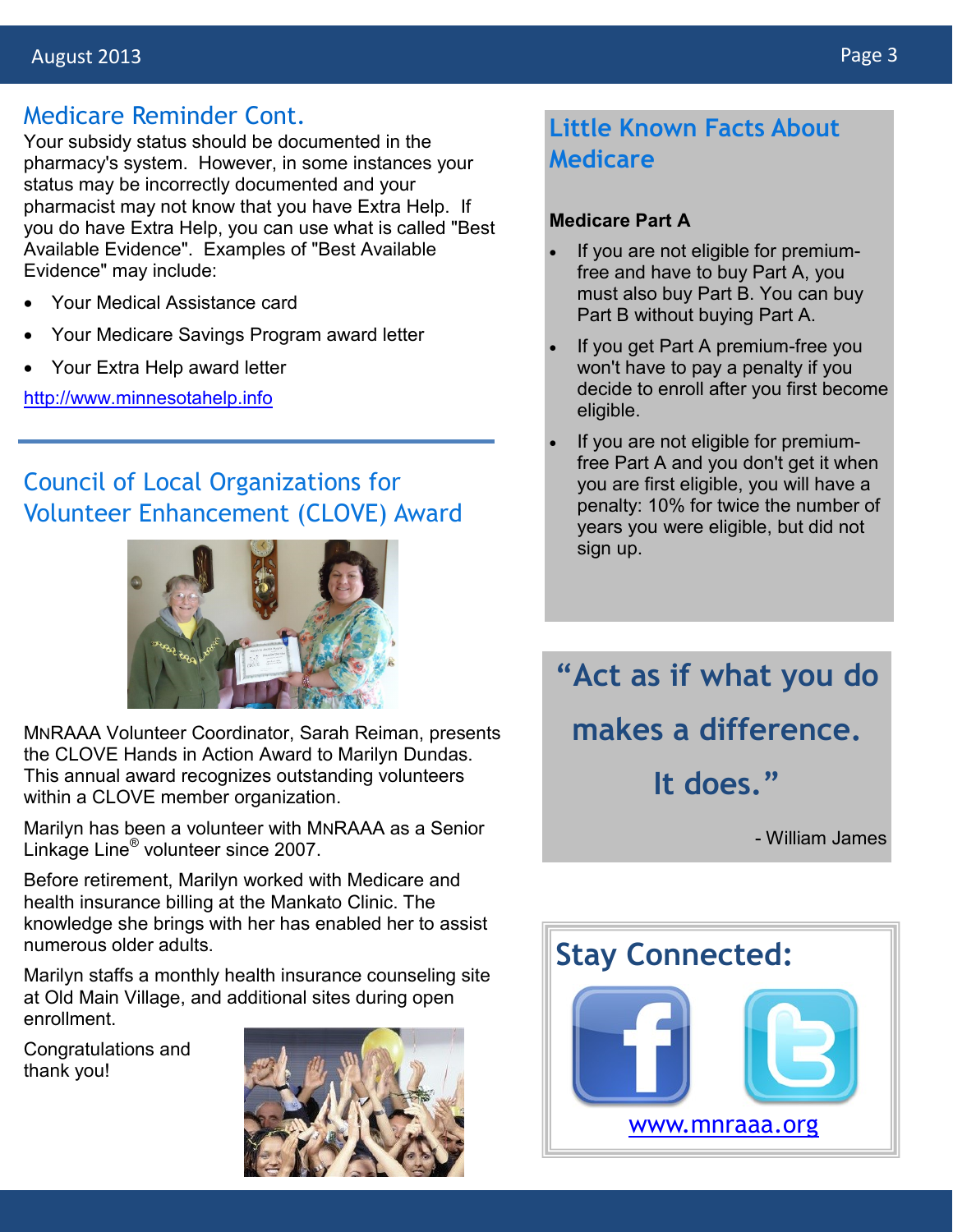## Medicare Reminder Cont.

Your subsidy status should be documented in the pharmacy's system. However, in some instances your status may be incorrectly documented and your pharmacist may not know that you have Extra Help. If you do have Extra Help, you can use what is called "Best Available Evidence". Examples of "Best Available Evidence" may include:

- Your Medical Assistance card
- Your Medicare Savings Program award letter
- Your Extra Help award letter

http://www.minnesotahelp.info

## Council of Local Organizations for Volunteer Enhancement (CLOVE) Award

MNRAAA Volunteer Coordinator, Sarah Reiman, presents the CLOVE Hands in Action Award to Marilyn Dundas. This annual award recognizes outstanding volunteers within a CLOVE member organization.

Marilyn has been a volunteer with MNRAAA as a Senior Linkage Line® volunteer since 2007.

Before retirement, Marilyn worked with Medicare and health insurance billing at the Mankato Clinic. The knowledge she brings with her has enabled her to assist numerous older adults.

Marilyn staffs a monthly health insurance counseling site at Old Main Village, and additional sites during open enrollment.

Congratulations and thank you!

## Little Known Facts About Medicare

**Medicare Part A**

- If you are not eligible for premium-free and have to buy Part A, you must also buy Part B. You can buy Part B without buying Part A.
- If you get Part A premium-free you won't have to pay a penalty if you decide to enroll after you first become eligible.
- If you are not eligible for premium-free Part A and you don't get it when you are first eligible, you will have a penalty: 10% for twice the number of years you were eligible, but did not sign up.

**"Act as if what you do makes a difference. It does."**

- William James

## Stay Connected:

www.mnraaa.org